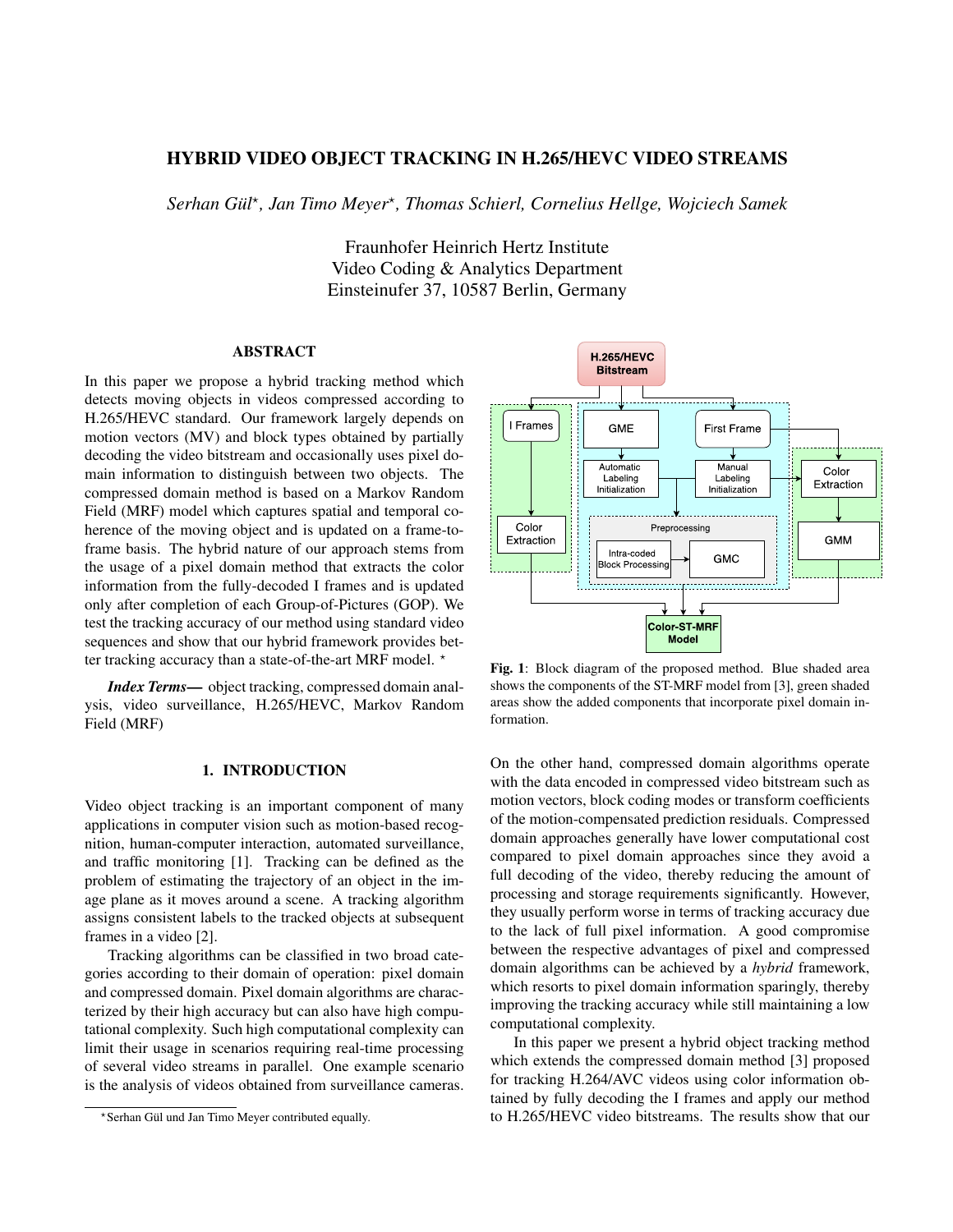# HYBRID VIDEO OBJECT TRACKING IN H.265/HEVC VIDEO STREAMS

*Serhan Gül*, Jan Timo Meyer*, Thomas Schierl, Cornelius Hellge, Wojciech Samek*

Fraunhofer Heinrich Hertz Institute
Video Coding & Analytics Department
Einsteinufer 37, 10587 Berlin, Germany

## ABSTRACT

In this paper we propose a hybrid tracking method which detects moving objects in videos compressed according to H.265/HEVC standard. Our framework largely depends on motion vectors (MV) and block types obtained by partially decoding the video bitstream and occasionally uses pixel domain information to distinguish between two objects. The compressed domain method is based on a Markov Random Field (MRF) model which captures spatial and temporal coherence of the moving object and is updated on a frame-to-frame basis. The hybrid nature of our approach stems from the usage of a pixel domain method that extracts the color information from the fully-decoded I frames and is updated only after completion of each Group-of-Pictures (GOP). We test the tracking accuracy of our method using standard video sequences and show that our hybrid framework provides better tracking accuracy than a state-of-the-art MRF model. *

***Index Terms*—** object tracking, compressed domain analysis, video surveillance, H.265/HEVC, Markov Random Field (MRF)

**Fig. 1**: Block diagram of the proposed method. Blue shaded area shows the components of the ST-MRF model from [3], green shaded areas show the added components that incorporate pixel domain information.

## 1. INTRODUCTION

Video object tracking is an important component of many applications in computer vision such as motion-based recognition, human-computer interaction, automated surveillance, and traffic monitoring [1]. Tracking can be defined as the problem of estimating the trajectory of an object in the image plane as it moves around a scene. A tracking algorithm assigns consistent labels to the tracked objects at subsequent frames in a video [2].

Tracking algorithms can be classified in two broad categories according to their domain of operation: pixel domain and compressed domain. Pixel domain algorithms are characterized by their high accuracy but can also have high computational complexity. Such high computational complexity can limit their usage in scenarios requiring real-time processing of several video streams in parallel. One example scenario is the analysis of videos obtained from surveillance cameras.

On the other hand, compressed domain algorithms operate with the data encoded in compressed video bitstream such as motion vectors, block coding modes or transform coefficients of the motion-compensated prediction residuals. Compressed domain approaches generally have lower computational cost compared to pixel domain approaches since they avoid a full decoding of the video, thereby reducing the amount of processing and storage requirements significantly. However, they usually perform worse in terms of tracking accuracy due to the lack of full pixel information. A good compromise between the respective advantages of pixel and compressed domain algorithms can be achieved by a *hybrid* framework, which resorts to pixel domain information sparingly, thereby improving the tracking accuracy while still maintaining a low computational complexity.

In this paper we present a hybrid object tracking method which extends the compressed domain method [3] proposed for tracking H.264/AVC videos using color information obtained by fully decoding the I frames and apply our method to H.265/HEVC video bitstreams. The results show that our

*Serhan Gül und Jan Timo Meyer contributed equally.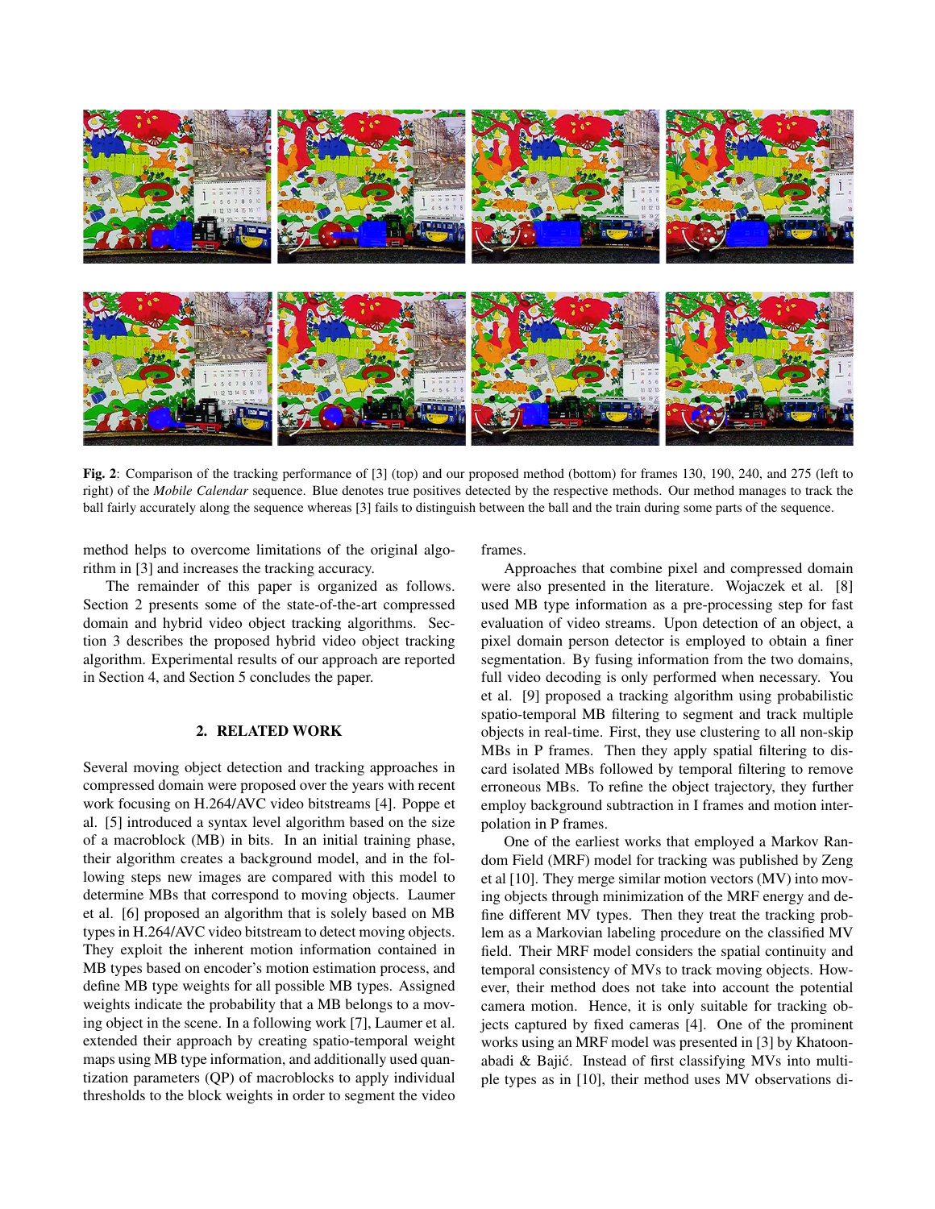**Fig. 2**: Comparison of the tracking performance of [3] (top) and our proposed method (bottom) for frames 130, 190, 240, and 275 (left to right) of the *Mobile Calendar* sequence. Blue denotes true positives detected by the respective methods. Our method manages to track the ball fairly accurately along the sequence whereas [3] fails to distinguish between the ball and the train during some parts of the sequence.

method helps to overcome limitations of the original algorithm in [3] and increases the tracking accuracy.

The remainder of this paper is organized as follows. Section 2 presents some of the state-of-the-art compressed domain and hybrid video object tracking algorithms. Section 3 describes the proposed hybrid video object tracking algorithm. Experimental results of our approach are reported in Section 4, and Section 5 concludes the paper.

## 2. RELATED WORK

Several moving object detection and tracking approaches in compressed domain were proposed over the years with recent work focusing on H.264/AVC video bitstreams [4]. Poppe et al. [5] introduced a syntax level algorithm based on the size of a macroblock (MB) in bits. In an initial training phase, their algorithm creates a background model, and in the following steps new images are compared with this model to determine MBs that correspond to moving objects. Laumer et al. [6] proposed an algorithm that is solely based on MB types in H.264/AVC video bitstream to detect moving objects. They exploit the inherent motion information contained in MB types based on encoder's motion estimation process, and define MB type weights for all possible MB types. Assigned weights indicate the probability that a MB belongs to a moving object in the scene. In a following work [7], Laumer et al. extended their approach by creating spatio-temporal weight maps using MB type information, and additionally used quantization parameters (QP) of macroblocks to apply individual thresholds to the block weights in order to segment the video frames.

Approaches that combine pixel and compressed domain were also presented in the literature. Wojaczek et al. [8] used MB type information as a pre-processing step for fast evaluation of video streams. Upon detection of an object, a pixel domain person detector is employed to obtain a finer segmentation. By fusing information from the two domains, full video decoding is only performed when necessary. You et al. [9] proposed a tracking algorithm using probabilistic spatio-temporal MB filtering to segment and track multiple objects in real-time. First, they use clustering to all non-skip MBs in P frames. Then they apply spatial filtering to discard isolated MBs followed by temporal filtering to remove erroneous MBs. To refine the object trajectory, they further employ background subtraction in I frames and motion interpolation in P frames.

One of the earliest works that employed a Markov Random Field (MRF) model for tracking was published by Zeng et al [10]. They merge similar motion vectors (MV) into moving objects through minimization of the MRF energy and define different MV types. Then they treat the tracking problem as a Markovian labeling procedure on the classified MV field. Their MRF model considers the spatial continuity and temporal consistency of MVs to track moving objects. However, their method does not take into account the potential camera motion. Hence, it is only suitable for tracking objects captured by fixed cameras [4]. One of the prominent works using an MRF model was presented in [3] by Khatoonabadi & Bajić. Instead of first classifying MVs into multiple types as in [10], their method uses MV observations di-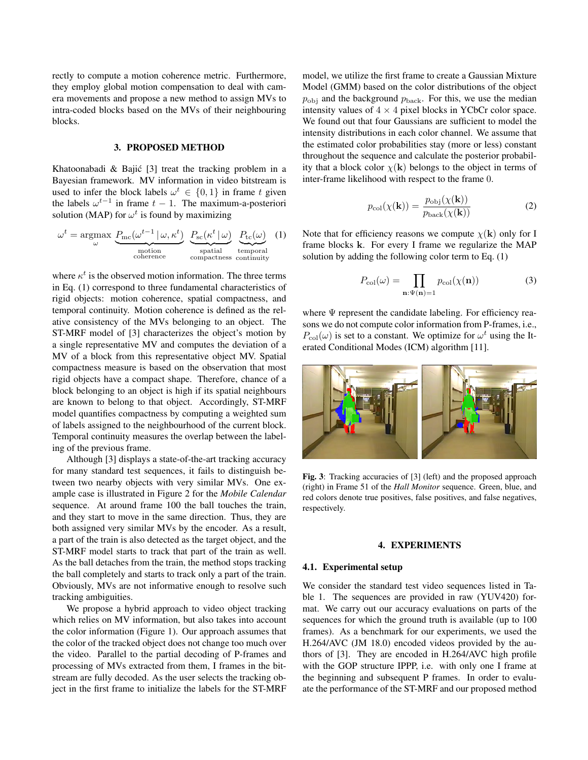rectly to compute a motion coherence metric. Furthermore, they employ global motion compensation to deal with camera movements and propose a new method to assign MVs to intra-coded blocks based on the MVs of their neighbouring blocks.

## 3. PROPOSED METHOD

Khatoonabadi & Bajić [3] treat the tracking problem in a Bayesian framework. MV information in video bitstream is used to infer the block labels $\omega^t \in \{0,1\}$ in frame $t$ given the labels $\omega^{t-1}$ in frame $t-1$. The maximum-a-posteriori solution (MAP) for $\omega^t$ is found by maximizing

$$\omega^t = \underset{\omega}{\operatorname{argmax}} \underbrace{P_{\text{mc}}(\omega^{t-1} \,|\, \omega, \kappa^t)}_{\substack{\text{motion} \\ \text{coherence}}} \underbrace{P_{\text{sc}}(\kappa^t \,|\, \omega)}_{\substack{\text{spatial} \\ \text{compactness}}} \underbrace{P_{\text{tc}}(\omega)}_{\substack{\text{temporal} \\ \text{continuity}}} \quad (1)$$

where $\kappa^t$ is the observed motion information. The three terms in Eq. (1) correspond to three fundamental characteristics of rigid objects: motion coherence, spatial compactness, and temporal continuity. Motion coherence is defined as the relative consistency of the MVs belonging to an object. The ST-MRF model of [3] characterizes the object's motion by a single representative MV and computes the deviation of a MV of a block from this representative object MV. Spatial compactness measure is based on the observation that most rigid objects have a compact shape. Therefore, chance of a block belonging to an object is high if its spatial neighbours are known to belong to that object. Accordingly, ST-MRF model quantifies compactness by computing a weighted sum of labels assigned to the neighbourhood of the current block. Temporal continuity measures the overlap between the labeling of the previous frame.

Although [3] displays a state-of-the-art tracking accuracy for many standard test sequences, it fails to distinguish between two nearby objects with very similar MVs. One example case is illustrated in Figure 2 for the *Mobile Calendar* sequence. At around frame 100 the ball touches the train, and they start to move in the same direction. Thus, they are both assigned very similar MVs by the encoder. As a result, a part of the train is also detected as the target object, and the ST-MRF model starts to track that part of the train as well. As the ball detaches from the train, the method stops tracking the ball completely and starts to track only a part of the train. Obviously, MVs are not informative enough to resolve such tracking ambiguities.

We propose a hybrid approach to video object tracking which relies on MV information, but also takes into account the color information (Figure 1). Our approach assumes that the color of the tracked object does not change too much over the video. Parallel to the partial decoding of P-frames and processing of MVs extracted from them, I frames in the bitstream are fully decoded. As the user selects the tracking object in the first frame to initialize the labels for the ST-MRF model, we utilize the first frame to create a Gaussian Mixture Model (GMM) based on the color distributions of the object $p_{\text{obj}}$ and the background $p_{\text{back}}$. For this, we use the median intensity values of $4 \times 4$ pixel blocks in YCbCr color space. We found out that four Gaussians are sufficient to model the intensity distributions in each color channel. We assume that the estimated color probabilities stay (more or less) constant throughout the sequence and calculate the posterior probability that a block color $\chi(\mathbf{k})$ belongs to the object in terms of inter-frame likelihood with respect to the frame 0.

$$p_{\text{col}}(\chi(\mathbf{k})) = \frac{p_{\text{obj}}(\chi(\mathbf{k}))}{p_{\text{back}}(\chi(\mathbf{k}))} \quad (2)$$

Note that for efficiency reasons we compute $\chi(\mathbf{k})$ only for I frame blocks $\mathbf{k}$. For every I frame we regularize the MAP solution by adding the following color term to Eq. (1)

$$P_{\text{col}}(\omega) = \prod_{\mathbf{n}:\Psi(\mathbf{n})=1} p_{\text{col}}(\chi(\mathbf{n})) \quad (3)$$

where $\Psi$ represent the candidate labeling. For efficiency reasons we do not compute color information from P-frames, i.e., $P_{\text{col}}(\omega)$ is set to a constant. We optimize for $\omega^t$ using the Iterated Conditional Modes (ICM) algorithm [11].

**Fig. 3**: Tracking accuracies of [3] (left) and the proposed approach (right) in Frame 51 of the *Hall Monitor* sequence. Green, blue, and red colors denote true positives, false positives, and false negatives, respectively.

## 4. EXPERIMENTS

### 4.1. Experimental setup

We consider the standard test video sequences listed in Table 1. The sequences are provided in raw (YUV420) format. We carry out our accuracy evaluations on parts of the sequences for which the ground truth is available (up to 100 frames). As a benchmark for our experiments, we used the H.264/AVC (JM 18.0) encoded videos provided by the authors of [3]. They are encoded in H.264/AVC high profile with the GOP structure IPPP, i.e. with only one I frame at the beginning and subsequent P frames. In order to evaluate the performance of the ST-MRF and our proposed method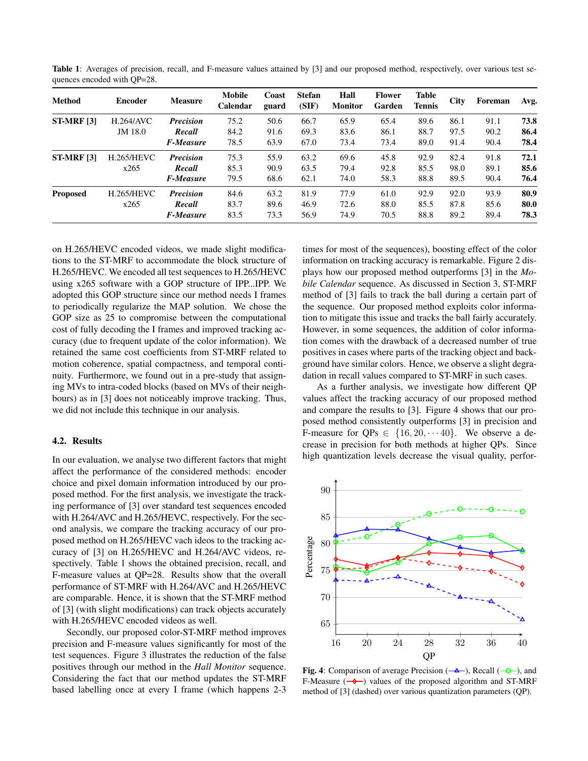**Table 1**: Averages of precision, recall, and F-measure values attained by [3] and our proposed method, respectively, over various test sequences encoded with QP=28.

| Method | Encoder | Measure | Mobile Calendar | Coast guard | Stefan (SIF) | Hall Monitor | Flower Garden | Table Tennis | City | Foreman | Avg. |
|---|---|---|---|---|---|---|---|---|---|---|---|
| **ST-MRF [3]** | H.264/AVC JM 18.0 | ***Precision*** | 75.2 | 50.6 | 66.7 | 65.9 | 65.4 | 89.6 | 86.1 | 91.1 | **73.8** |
| | | ***Recall*** | 84.2 | 91.6 | 69.3 | 83.6 | 86.1 | 88.7 | 97.5 | 90.2 | **86.4** |
| | | ***F-Measure*** | 78.5 | 63.9 | 67.0 | 73.4 | 73.4 | 89.0 | 91.4 | 90.4 | **78.4** |
| **ST-MRF [3]** | H.265/HEVC x265 | ***Precision*** | 75.3 | 55.9 | 63.2 | 69.6 | 45.8 | 92.9 | 82.4 | 91.8 | **72.1** |
| | | ***Recall*** | 85.3 | 90.9 | 63.5 | 79.4 | 92.8 | 85.5 | 98.0 | 89.1 | **85.6** |
| | | ***F-Measure*** | 79.5 | 68.6 | 62.1 | 74.0 | 58.3 | 88.8 | 89.5 | 90.4 | **76.4** |
| **Proposed** | H.265/HEVC x265 | ***Precision*** | 84.6 | 63.2 | 81.9 | 77.9 | 61.0 | 92.9 | 92.0 | 93.9 | **80.9** |
| | | ***Recall*** | 83.7 | 89.6 | 46.9 | 72.6 | 88.0 | 85.5 | 87.8 | 85.6 | **80.0** |
| | | ***F-Measure*** | 83.5 | 73.3 | 56.9 | 74.9 | 70.5 | 88.8 | 89.2 | 89.4 | **78.3** |

on H.265/HEVC encoded videos, we made slight modifications to the ST-MRF to accommodate the block structure of H.265/HEVC. We encoded all test sequences to H.265/HEVC using x265 software with a GOP structure of IPP...IPP. We adopted this GOP structure since our method needs I frames to periodically regularize the MAP solution. We chose the GOP size as 25 to compromise between the computational cost of fully decoding the I frames and improved tracking accuracy (due to frequent update of the color information). We retained the same cost coefficients from ST-MRF related to motion coherence, spatial compactness, and temporal continuity. Furthermore, we found out in a pre-study that assigning MVs to intra-coded blocks (based on MVs of their neighbours) as in [3] does not noticeably improve tracking. Thus, we did not include this technique in our analysis.

### 4.2. Results

In our evaluation, we analyse two different factors that might affect the performance of the considered methods: encoder choice and pixel domain information introduced by our proposed method. For the first analysis, we investigate the tracking performance of [3] over standard test sequences encoded with H.264/AVC and H.265/HEVC, respectively. For the second analysis, we compare the tracking accuracy of our proposed method on H.265/HEVC vach ideos to the tracking accuracy of [3] on H.265/HEVC and H.264/AVC videos, respectively. Table 1 shows the obtained precision, recall, and F-measure values at QP=28. Results show that the overall performance of ST-MRF with H.264/AVC and H.265/HEVC are comparable. Hence, it is shown that the ST-MRF method of [3] (with slight modifications) can track objects accurately with H.265/HEVC encoded videos as well.

Secondly, our proposed color-ST-MRF method improves precision and F-measure values significantly for most of the test sequences. Figure 3 illustrates the reduction of the false positives through our method in the *Hall Monitor* sequence. Considering the fact that our method updates the ST-MRF based labelling once at every I frame (which happens 2-3 times for most of the sequences), boosting effect of the color information on tracking accuracy is remarkable. Figure 2 displays how our proposed method outperforms [3] in the *Mobile Calendar* sequence. As discussed in Section 3, ST-MRF method of [3] fails to track the ball during a certain part of the sequence. Our proposed method exploits color information to mitigate this issue and tracks the ball fairly accurately. However, in some sequences, the addition of color information comes with the drawback of a decreased number of true positives in cases where parts of the tracking object and background have similar colors. Hence, we observe a slight degradation in recall values compared to ST-MRF in such cases.

As a further analysis, we investigate how different QP values affect the tracking accuracy of our proposed method and compare the results to [3]. Figure 4 shows that our proposed method consistently outperforms [3] in precision and F-measure for QPs $\in \{16, 20, \cdots 40\}$. We observe a decrease in precision for both methods at higher QPs. Since high quantization levels decrease the visual quality, perfor-

**Fig. 4**: Comparison of average Precision (—△—), Recall (—○—), and F-Measure (—◇—) values of the proposed algorithm and ST-MRF method of [3] (dashed) over various quantization parameters (QP).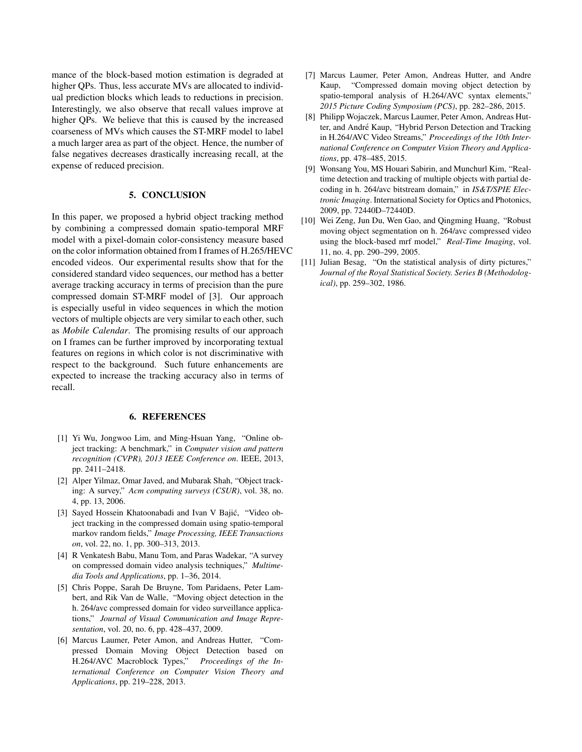mance of the block-based motion estimation is degraded at higher QPs. Thus, less accurate MVs are allocated to individual prediction blocks which leads to reductions in precision. Interestingly, we also observe that recall values improve at higher QPs. We believe that this is caused by the increased coarseness of MVs which causes the ST-MRF model to label a much larger area as part of the object. Hence, the number of false negatives decreases drastically increasing recall, at the expense of reduced precision.

## 5. CONCLUSION

In this paper, we proposed a hybrid object tracking method by combining a compressed domain spatio-temporal MRF model with a pixel-domain color-consistency measure based on the color information obtained from I frames of H.265/HEVC encoded videos. Our experimental results show that for the considered standard video sequences, our method has a better average tracking accuracy in terms of precision than the pure compressed domain ST-MRF model of [3]. Our approach is especially useful in video sequences in which the motion vectors of multiple objects are very similar to each other, such as *Mobile Calendar*. The promising results of our approach on I frames can be further improved by incorporating textual features on regions in which color is not discriminative with respect to the background. Such future enhancements are expected to increase the tracking accuracy also in terms of recall.

## 6. REFERENCES

[1] Yi Wu, Jongwoo Lim, and Ming-Hsuan Yang, "Online object tracking: A benchmark," in *Computer vision and pattern recognition (CVPR), 2013 IEEE Conference on*. IEEE, 2013, pp. 2411–2418.

[2] Alper Yilmaz, Omar Javed, and Mubarak Shah, "Object tracking: A survey," *Acm computing surveys (CSUR)*, vol. 38, no. 4, pp. 13, 2006.

[3] Sayed Hossein Khatoonabadi and Ivan V Bajić, "Video object tracking in the compressed domain using spatio-temporal markov random fields," *Image Processing, IEEE Transactions on*, vol. 22, no. 1, pp. 300–313, 2013.

[4] R Venkatesh Babu, Manu Tom, and Paras Wadekar, "A survey on compressed domain video analysis techniques," *Multimedia Tools and Applications*, pp. 1–36, 2014.

[5] Chris Poppe, Sarah De Bruyne, Tom Paridaens, Peter Lambert, and Rik Van de Walle, "Moving object detection in the h. 264/avc compressed domain for video surveillance applications," *Journal of Visual Communication and Image Representation*, vol. 20, no. 6, pp. 428–437, 2009.

[6] Marcus Laumer, Peter Amon, and Andreas Hutter, "Compressed Domain Moving Object Detection based on H.264/AVC Macroblock Types," *Proceedings of the International Conference on Computer Vision Theory and Applications*, pp. 219–228, 2013.

[7] Marcus Laumer, Peter Amon, Andreas Hutter, and Andre Kaup, "Compressed domain moving object detection by spatio-temporal analysis of H.264/AVC syntax elements," *2015 Picture Coding Symposium (PCS)*, pp. 282–286, 2015.

[8] Philipp Wojaczek, Marcus Laumer, Peter Amon, Andreas Hutter, and André Kaup, "Hybrid Person Detection and Tracking in H.264/AVC Video Streams," *Proceedings of the 10th International Conference on Computer Vision Theory and Applications*, pp. 478–485, 2015.

[9] Wonsang You, MS Houari Sabirin, and Munchurl Kim, "Real-time detection and tracking of multiple objects with partial decoding in h. 264/avc bitstream domain," in *IS&T/SPIE Electronic Imaging*. International Society for Optics and Photonics, 2009, pp. 72440D–72440D.

[10] Wei Zeng, Jun Du, Wen Gao, and Qingming Huang, "Robust moving object segmentation on h. 264/avc compressed video using the block-based mrf model," *Real-Time Imaging*, vol. 11, no. 4, pp. 290–299, 2005.

[11] Julian Besag, "On the statistical analysis of dirty pictures," *Journal of the Royal Statistical Society. Series B (Methodological)*, pp. 259–302, 1986.